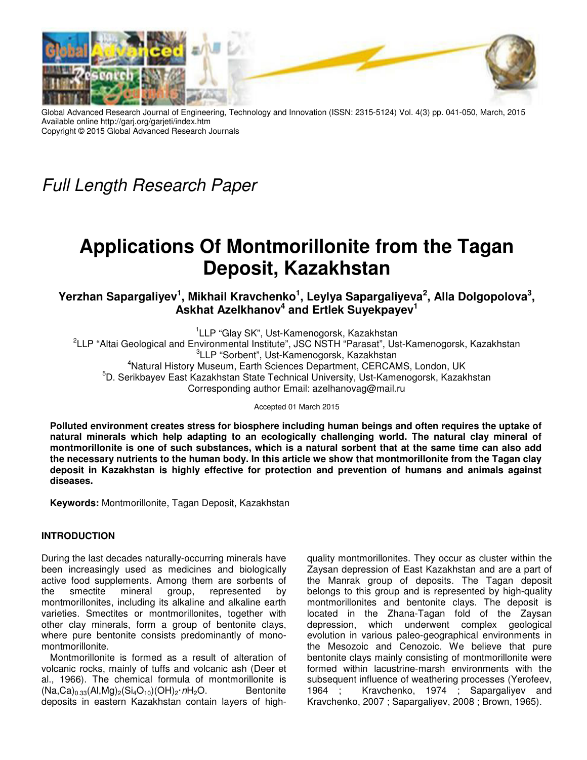*Full Length Research Paper*

# Applications Of Montmorillonite from the Tagan Deposit, Kazakhstan

**Yerzhan Sapargaliyev[1], Mikhail Kravchenko[1], Leylya Sapargaliyeva[2], Alla Dolgopolova[3], Askhat Azelkhanov[4] and Ertlek Suyekpayev[1]**

[1]LLP "Glay SK", Ust-Kamenogorsk, Kazakhstan
[2]LLP "Altai Geological and Environmental Institute", JSC NSTH "Parasat", Ust-Kamenogorsk, Kazakhstan
[3]LLP "Sorbent", Ust-Kamenogorsk, Kazakhstan
[4]Natural History Museum, Earth Sciences Department, CERCAMS, London, UK
[5]D. Serikbayev East Kazakhstan State Technical University, Ust-Kamenogorsk, Kazakhstan
Corresponding author Email: azelhanovag@mail.ru

Accepted 01 March 2015

**Polluted environment creates stress for biosphere including human beings and often requires the uptake of natural minerals which help adapting to an ecologically challenging world. The natural clay mineral of montmorillonite is one of such substances, which is a natural sorbent that at the same time can also add the necessary nutrients to the human body. In this article we show that montmorillonite from the Tagan clay deposit in Kazakhstan is highly effective for protection and prevention of humans and animals against diseases.**

**Keywords:** Montmorillonite, Tagan Deposit, Kazakhstan

## INTRODUCTION

During the last decades naturally-occurring minerals have been increasingly used as medicines and biologically active food supplements. Among them are sorbents of the smectite mineral group, represented by montmorillonites, including its alkaline and alkaline earth varieties. Smectites or montmorillonites, together with other clay minerals, form a group of bentonite clays, where pure bentonite consists predominantly of mono-montmorillonite.

Montmorillonite is formed as a result of alteration of volcanic rocks, mainly of tuffs and volcanic ash (Deer et al., 1966). The chemical formula of montmorillonite is $(Na,Ca)_{0.33}(Al,Mg)_2(Si_4O_{10})(OH)_2 \cdot nH_2O$. Bentonite deposits in eastern Kazakhstan contain layers of high-quality montmorillonites. They occur as cluster within the Zaysan depression of East Kazakhstan and are a part of the Manrak group of deposits. The Tagan deposit belongs to this group and is represented by high-quality montmorillonites and bentonite clays. The deposit is located in the Zhana-Tagan fold of the Zaysan depression, which underwent complex geological evolution in various paleo-geographical environments in the Mesozoic and Cenozoic. We believe that pure bentonite clays mainly consisting of montmorillonite were formed within lacustrine-marsh environments with the subsequent influence of weathering processes (Yerofeev, 1964 ; Kravchenko, 1974 ; Sapargaliyev and Kravchenko, 2007 ; Sapargaliyev, 2008 ; Brown, 1965).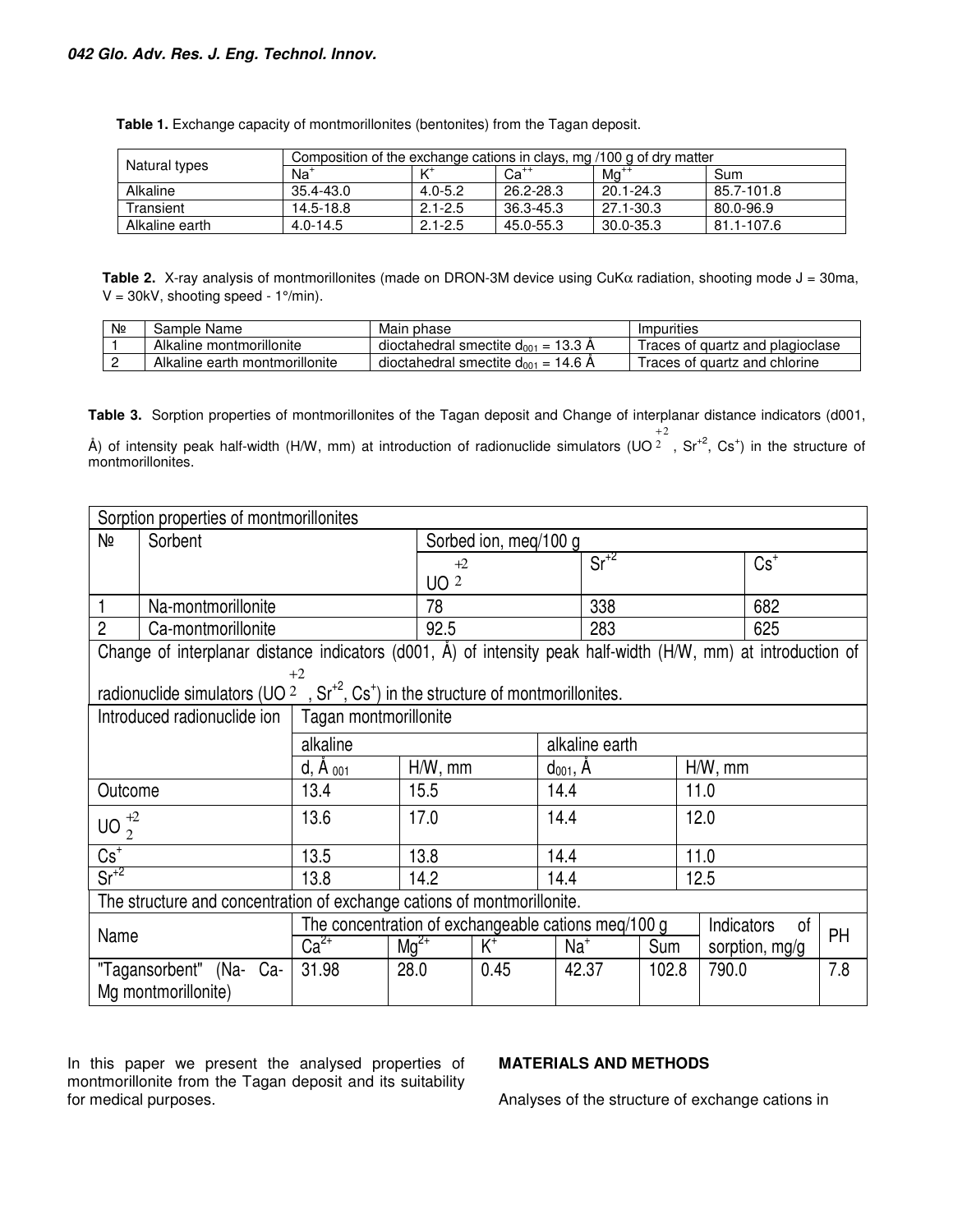**Table 1.** Exchange capacity of montmorillonites (bentonites) from the Tagan deposit.

| Natural types | Composition of the exchange cations in clays, mg /100 g of dry matter | | | | |
|---|---|---|---|---|---|
| | $Na^+$ | $K^+$ | $Ca^{++}$ | $Mg^{++}$ | Sum |
| Alkaline | 35.4-43.0 | 4.0-5.2 | 26.2-28.3 | 20.1-24.3 | 85.7-101.8 |
| Transient | 14.5-18.8 | 2.1-2.5 | 36.3-45.3 | 27.1-30.3 | 80.0-96.9 |
| Alkaline earth | 4.0-14.5 | 2.1-2.5 | 45.0-55.3 | 30.0-35.3 | 81.1-107.6 |

**Table 2.** X-ray analysis of montmorillonites (made on DRON-3M device using CuKα radiation, shooting mode J = 30ma, V = 30kV, shooting speed - 1°/min).

| № | Sample Name | Main phase | Impurities |
|---|---|---|---|
| 1 | Alkaline montmorillonite | dioctahedral smectite $d_{001}$ = 13.3 Å | Traces of quartz and plagioclase |
| 2 | Alkaline earth montmorillonite | dioctahedral smectite $d_{001}$ = 14.6 Å | Traces of quartz and chlorine |

**Table 3.** Sorption properties of montmorillonites of the Tagan deposit and Change of interplanar distance indicators (d001, Å) of intensity peak half-width (H/W, mm) at introduction of radionuclide simulators ($UO_2^{+2}$, $Sr^{+2}$, $Cs^+$) in the structure of montmorillonites.

| Sorption properties of montmorillonites | | | |
|---|---|---|---|
| № Sorbent | Sorbed ion, meq/100 g | | |
| | $UO_2^{+2}$ | $Sr^{+2}$ | $Cs^+$ |
| 1 Na-montmorillonite | 78 | 338 | 682 |
| 2 Ca-montmorillonite | 92.5 | 283 | 625 |

Change of interplanar distance indicators (d001, Å) of intensity peak half-width (H/W, mm) at introduction of radionuclide simulators ($UO_2^{+2}$, $Sr^{+2}$, $Cs^+$) in the structure of montmorillonites.

| Introduced radionuclide ion | Tagan montmorillonite | | | |
|---|---|---|---|---|
| | alkaline | | alkaline earth | |
| | d, Å $_{001}$ | H/W, mm | $d_{001}$, Å | H/W, mm |
| Outcome | 13.4 | 15.5 | 14.4 | 11.0 |
| $UO_2^{+2}$ | 13.6 | 17.0 | 14.4 | 12.0 |
| $Cs^+$ | 13.5 | 13.8 | 14.4 | 11.0 |
| $Sr^{+2}$ | 13.8 | 14.2 | 14.4 | 12.5 |

The structure and concentration of exchange cations of montmorillonite.

| Name | The concentration of exchangeable cations meq/100 g | | | | | Indicators of sorption, mg/g | PH |
|---|---|---|---|---|---|---|---|
| | $Ca^{2+}$ | $Mg^{2+}$ | $K^+$ | $Na^+$ | Sum | | |
| "Tagansorbent" (Na- Ca-Mg montmorillonite) | 31.98 | 28.0 | 0.45 | 42.37 | 102.8 | 790.0 | 7.8 |

In this paper we present the analysed properties of montmorillonite from the Tagan deposit and its suitability for medical purposes.

## MATERIALS AND METHODS

Analyses of the structure of exchange cations in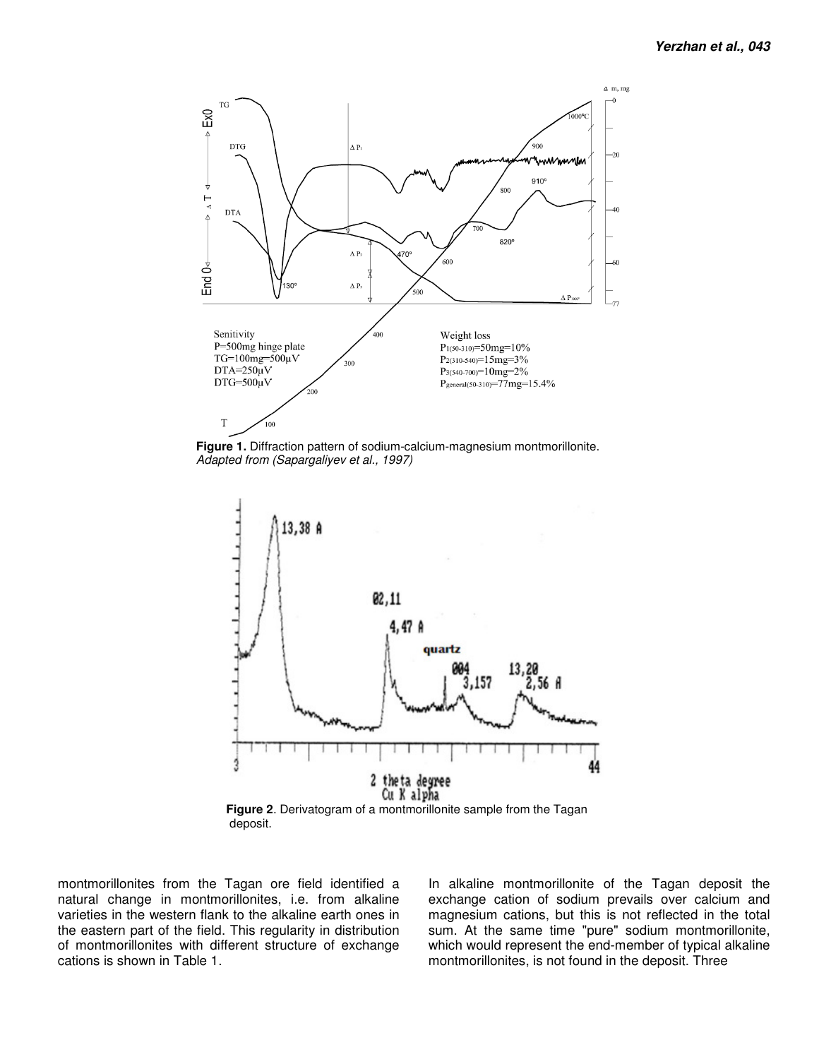**Figure 1.** Diffraction pattern of sodium-calcium-magnesium montmorillonite. *Adapted from (Sapargaliyev et al., 1997)*

**Figure 2**. Derivatogram of a montmorillonite sample from the Tagan deposit.

montmorillonites from the Tagan ore field identified a natural change in montmorillonites, i.e. from alkaline varieties in the western flank to the alkaline earth ones in the eastern part of the field. This regularity in distribution of montmorillonites with different structure of exchange cations is shown in Table 1.

In alkaline montmorillonite of the Tagan deposit the exchange cation of sodium prevails over calcium and magnesium cations, but this is not reflected in the total sum. At the same time "pure" sodium montmorillonite, which would represent the end-member of typical alkaline montmorillonites, is not found in the deposit. Three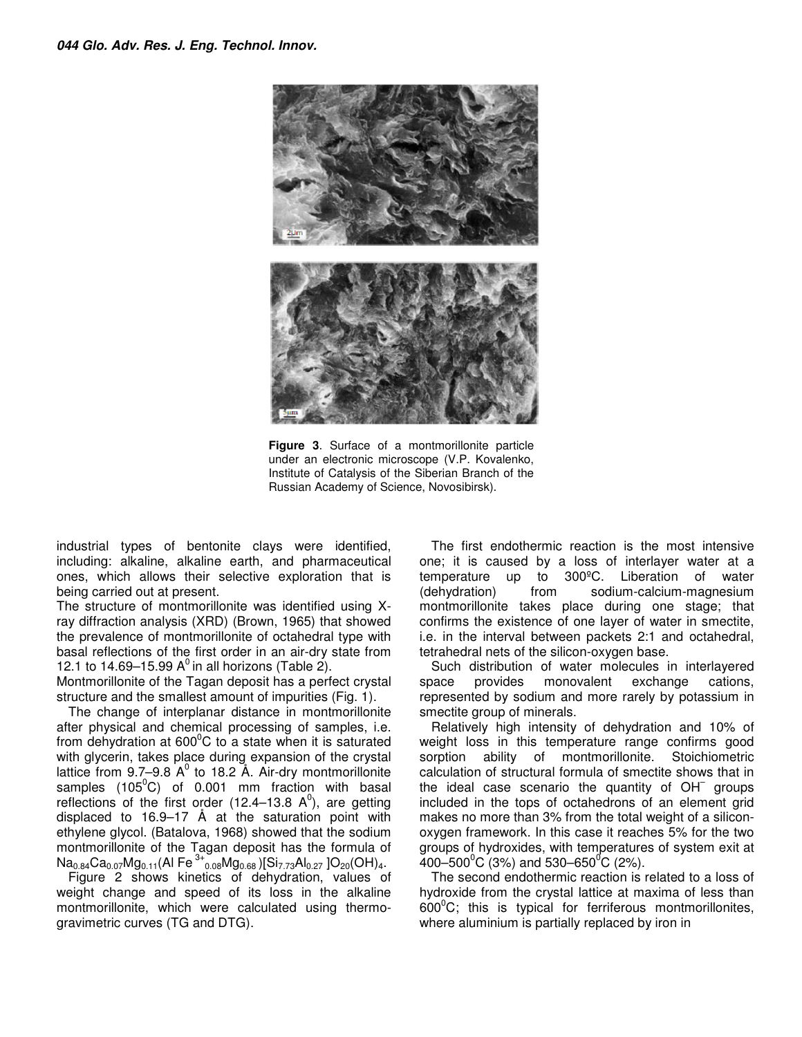**Figure 3**. Surface of a montmorillonite particle under an electronic microscope (V.P. Kovalenko, Institute of Catalysis of the Siberian Branch of the Russian Academy of Science, Novosibirsk).

industrial types of bentonite clays were identified, including: alkaline, alkaline earth, and pharmaceutical ones, which allows their selective exploration that is being carried out at present.

The structure of montmorillonite was identified using X-ray diffraction analysis (XRD) (Brown, 1965) that showed the prevalence of montmorillonite of octahedral type with basal reflections of the first order in an air-dry state from 12.1 to 14.69–15.99 $A^0$ in all horizons (Table 2).

Montmorillonite of the Tagan deposit has a perfect crystal structure and the smallest amount of impurities (Fig. 1).

The change of interplanar distance in montmorillonite after physical and chemical processing of samples, i.e. from dehydration at 600$^0$C to a state when it is saturated with glycerin, takes place during expansion of the crystal lattice from 9.7–9.8 $A^0$ to 18.2 Å. Air-dry montmorillonite samples (105$^0$C) of 0.001 mm fraction with basal reflections of the first order (12.4–13.8 $A^0$), are getting displaced to 16.9–17 Å at the saturation point with ethylene glycol. (Batalova, 1968) showed that the sodium montmorillonite of the Tagan deposit has the formula of $Na_{0.84}Ca_{0.07}Mg_{0.11}(Al\ Fe^{3+}_{0.08}Mg_{0.68})[Si_{7.73}Al_{0.27}]O_{20}(OH)_4$.

Figure 2 shows kinetics of dehydration, values of weight change and speed of its loss in the alkaline montmorillonite, which were calculated using thermo-gravimetric curves (TG and DTG).

The first endothermic reaction is the most intensive one; it is caused by a loss of interlayer water at a temperature up to 300ºC. Liberation of water (dehydration) from sodium-calcium-magnesium montmorillonite takes place during one stage; that confirms the existence of one layer of water in smectite, i.e. in the interval between packets 2:1 and octahedral, tetrahedral nets of the silicon-oxygen base.

Such distribution of water molecules in interlayered space provides monovalent exchange cations, represented by sodium and more rarely by potassium in smectite group of minerals.

Relatively high intensity of dehydration and 10% of weight loss in this temperature range confirms good sorption ability of montmorillonite. Stoichiometric calculation of structural formula of smectite shows that in the ideal case scenario the quantity of $OH^-$ groups included in the tops of octahedrons of an element grid makes no more than 3% from the total weight of a silicon-oxygen framework. In this case it reaches 5% for the two groups of hydroxides, with temperatures of system exit at 400–500$^0$C (3%) and 530–650$^0$C (2%).

The second endothermic reaction is related to a loss of hydroxide from the crystal lattice at maxima of less than 600$^0$C; this is typical for ferriferous montmorillonites, where aluminium is partially replaced by iron in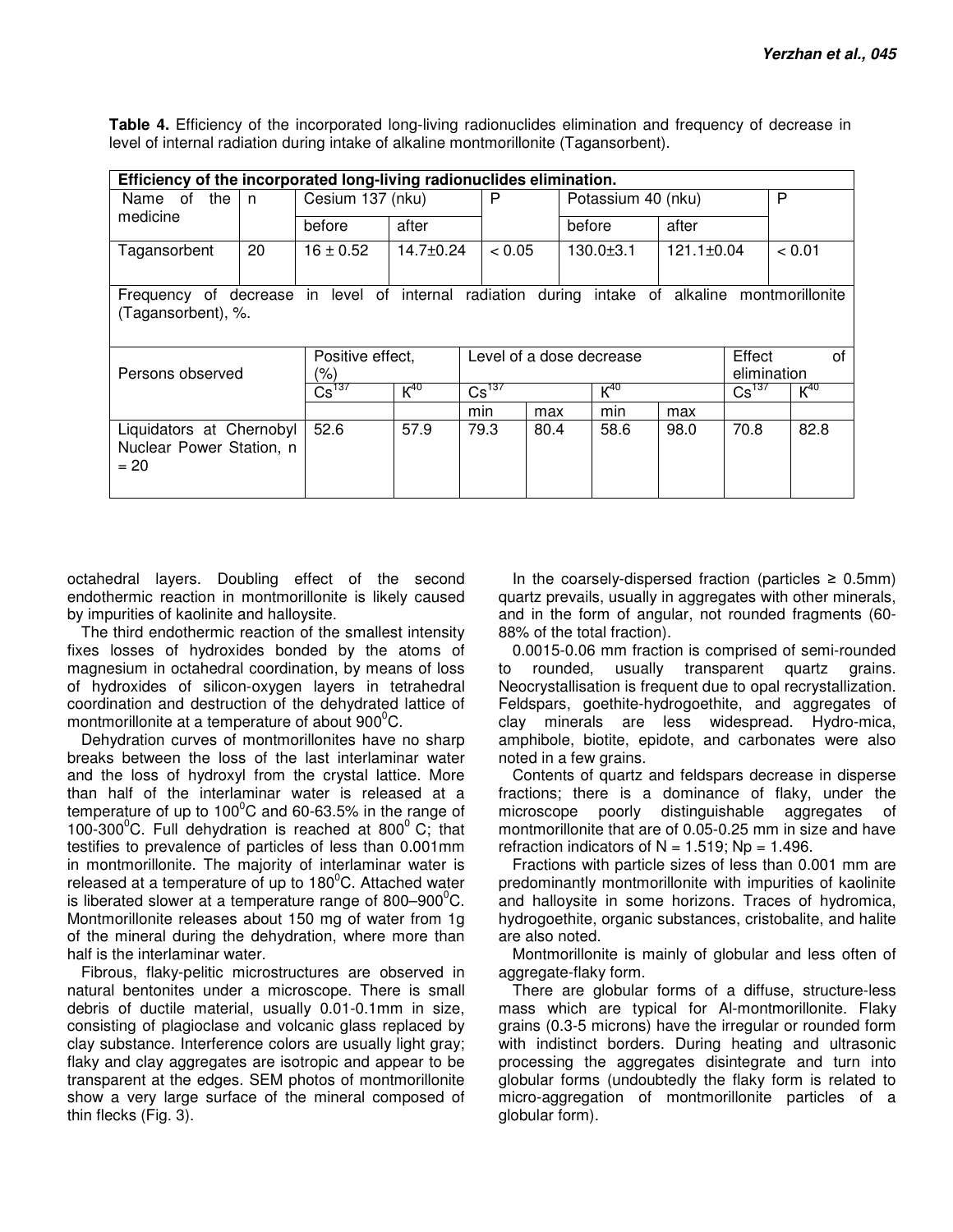**Table 4.** Efficiency of the incorporated long-living radionuclides elimination and frequency of decrease in level of internal radiation during intake of alkaline montmorillonite (Tagansorbent).

| **Efficiency of the incorporated long-living radionuclides elimination.** | | | | | | | |
|---|---|---|---|---|---|---|---|
| Name of the medicine | n | Cesium 137 (nku) | | P | Potassium 40 (nku) | | P |
| | | before | after | | before | after | |
| Tagansorbent | 20 | 16 ± 0.52 | 14.7±0.24 | < 0.05 | 130.0±3.1 | 121.1±0.04 | < 0.01 |

Frequency of decrease in level of internal radiation during intake of alkaline montmorillonite (Tagansorbent), %.

| Persons observed | Positive effect, (%) | | Level of a dose decrease | | | | Effect of elimination | |
|---|---|---|---|---|---|---|---|---|
| | $Cs^{137}$ | $K^{40}$ | $Cs^{137}$ | | $K^{40}$ | | $Cs^{137}$ | $K^{40}$ |
| | | | min | max | min | max | | |
| Liquidators at Chernobyl Nuclear Power Station, n = 20 | 52.6 | 57.9 | 79.3 | 80.4 | 58.6 | 98.0 | 70.8 | 82.8 |

octahedral layers. Doubling effect of the second endothermic reaction in montmorillonite is likely caused by impurities of kaolinite and halloysite.

The third endothermic reaction of the smallest intensity fixes losses of hydroxides bonded by the atoms of magnesium in octahedral coordination, by means of loss of hydroxides of silicon-oxygen layers in tetrahedral coordination and destruction of the dehydrated lattice of montmorillonite at a temperature of about 900$^0$C.

Dehydration curves of montmorillonites have no sharp breaks between the loss of the last interlaminar water and the loss of hydroxyl from the crystal lattice. More than half of the interlaminar water is released at a temperature of up to 100$^0$C and 60-63.5% in the range of 100-300$^0$C. Full dehydration is reached at 800$^0$ C; that testifies to prevalence of particles of less than 0.001mm in montmorillonite. The majority of interlaminar water is released at a temperature of up to 180$^0$C. Attached water is liberated slower at a temperature range of 800–900$^0$C. Montmorillonite releases about 150 mg of water from 1g of the mineral during the dehydration, where more than half is the interlaminar water.

Fibrous, flaky-pelitic microstructures are observed in natural bentonites under a microscope. There is small debris of ductile material, usually 0.01-0.1mm in size, consisting of plagioclase and volcanic glass replaced by clay substance. Interference colors are usually light gray; flaky and clay aggregates are isotropic and appear to be transparent at the edges. SEM photos of montmorillonite show a very large surface of the mineral composed of thin flecks (Fig. 3).

In the coarsely-dispersed fraction (particles ≥ 0.5mm) quartz prevails, usually in aggregates with other minerals, and in the form of angular, not rounded fragments (60-88% of the total fraction).

0.0015-0.06 mm fraction is comprised of semi-rounded to rounded, usually transparent quartz grains. Neocrystallisation is frequent due to opal recrystallization. Feldspars, goethite-hydrogoethite, and aggregates of clay minerals are less widespread. Hydro-mica, amphibole, biotite, epidote, and carbonates were also noted in a few grains.

Contents of quartz and feldspars decrease in disperse fractions; there is a dominance of flaky, under the microscope poorly distinguishable aggregates of montmorillonite that are of 0.05-0.25 mm in size and have refraction indicators of $N = 1.519$; $Np = 1.496$.

Fractions with particle sizes of less than 0.001 mm are predominantly montmorillonite with impurities of kaolinite and halloysite in some horizons. Traces of hydromica, hydrogoethite, organic substances, cristobalite, and halite are also noted.

Montmorillonite is mainly of globular and less often of aggregate-flaky form.

There are globular forms of a diffuse, structure-less mass which are typical for Al-montmorillonite. Flaky grains (0.3-5 microns) have the irregular or rounded form with indistinct borders. During heating and ultrasonic processing the aggregates disintegrate and turn into globular forms (undoubtedly the flaky form is related to micro-aggregation of montmorillonite particles of a globular form).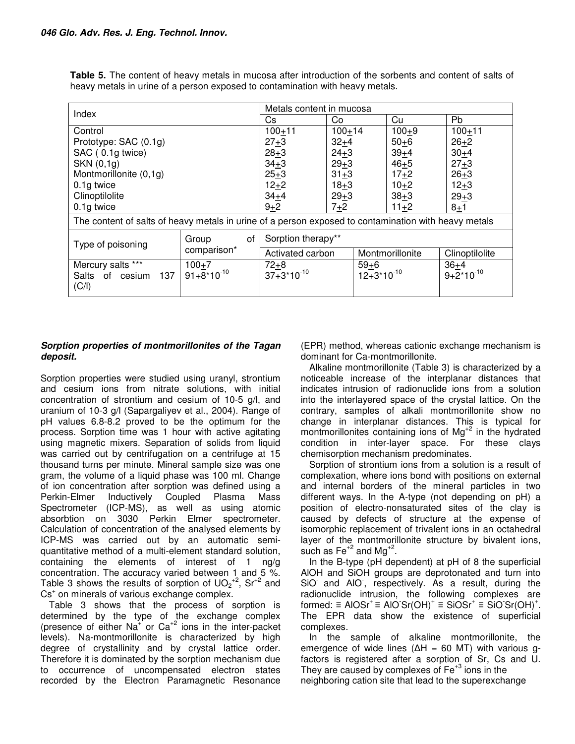**Table 5.** The content of heavy metals in mucosa after introduction of the sorbents and content of salts of heavy metals in urine of a person exposed to contamination with heavy metals.

| Index | | Metals content in mucosa | | | |
|---|---|---|---|---|---|
| | | Cs | Co | Cu | Pb |
| Control | | 100±11 | 100±14 | 100±9 | 100±11 |
| Prototype: SAC (0.1g) | | 27±3 | 32±4 | 50±6 | 26±2 |
| SAC ( 0.1g twice) | | 28±3 | 24±3 | 39±4 | 30±4 |
| SKN (0,1g) | | 34±3 | 29±3 | 46±5 | 27±3 |
| Montmorillonite (0,1g) | | 25±3 | 31±3 | 17±2 | 26±3 |
| 0.1g twice | | 12±2 | 18±3 | 10±2 | 12±3 |
| Clinoptilolite | | 34±4 | 29±3 | 38±3 | 29±3 |
| 0.1g twice | | 9±2 | 7±2 | 11±2 | 8±1 |
| The content of salts of heavy metals in urine of a person exposed to contamination with heavy metals | | | | | |
| Type of poisoning | Group of comparison* | Sorption therapy** | | | |
| | | Activated carbon | Montmorillonite | | Clinoptilolite |
| Mercury salts *** | 100±7 | 72±8 | 59±6 | | 36±4 |
| Salts of cesium 137 (C/l) | $91±8*10^{-10}$ | $37±3*10^{-10}$ | $12±3*10^{-10}$ | | $9±2*10^{-10}$ |

### *Sorption properties of montmorillonites of the Tagan deposit.*

Sorption properties were studied using uranyl, strontium and cesium ions from nitrate solutions, with initial concentration of strontium and cesium of 10-5 g/l, and uranium of 10-3 g/l (Sapargaliyev et al., 2004). Range of pH values 6.8-8.2 proved to be the optimum for the process. Sorption time was 1 hour with active agitating using magnetic mixers. Separation of solids from liquid was carried out by centrifugation on a centrifuge at 15 thousand turns per minute. Mineral sample size was one gram, the volume of a liquid phase was 100 ml. Change of ion concentration after sorption was defined using a Perkin-Elmer Inductively Coupled Plasma Mass Spectrometer (ICP-MS), as well as using atomic absorbtion on 3030 Perkin Elmer spectrometer. Calculation of concentration of the analysed elements by ICP-MS was carried out by an automatic semi-quantitative method of a multi-element standard solution, containing the elements of interest of 1 ng/g concentration. The accuracy varied between 1 and 5 %. Table 3 shows the results of sorption of $UO_2^{+2}$, $Sr^{+2}$ and $Cs^{+}$ on minerals of various exchange complex.

Table 3 shows that the process of sorption is determined by the type of the exchange complex (presence of either $Na^{+}$ or $Ca^{+2}$ ions in the inter-packet levels). Na-montmorillonite is characterized by high degree of crystallinity and by crystal lattice order. Therefore it is dominated by the sorption mechanism due to occurrence of uncompensated electron states recorded by the Electron Paramagnetic Resonance (EPR) method, whereas cationic exchange mechanism is dominant for Ca-montmorillonite.

Alkaline montmorillonite (Table 3) is characterized by a noticeable increase of the interplanar distances that indicates intrusion of radionuclide ions from a solution into the interlayered space of the crystal lattice. On the contrary, samples of alkali montmorillonite show no change in interplanar distances. This is typical for montmorillonites containing ions of $Mg^{+2}$ in the hydrated condition in inter-layer space. For these clays chemisorption mechanism predominates.

Sorption of strontium ions from a solution is a result of complexation, where ions bond with positions on external and internal borders of the mineral particles in two different ways. In the A-type (not depending on pH) a position of electro-nonsaturated sites of the clay is caused by defects of structure at the expense of isomorphic replacement of trivalent ions in an octahedral layer of the montmorillonite structure by bivalent ions, such as $Fe^{+2}$ and $Mg^{+2}$.

In the B-type (pH dependent) at pH of 8 the superficial AlOH and SiOH groups are deprotonated and turn into $SiO^{-}$ and $AlO^{-}$, respectively. As a result, during the radionuclide intrusion, the following complexes are formed: $\equiv AlOSr^{+} \equiv AlO^{-}Sr(OH)^{+} \equiv SiOSr^{+} \equiv SiO^{-}Sr(OH)^{+}$. The EPR data show the existence of superficial complexes.

In the sample of alkaline montmorillonite, the emergence of wide lines ($\Delta H$ = 60 MT) with various g-factors is registered after a sorption of Sr, Cs and U. They are caused by complexes of $Fe^{+3}$ ions in the neighboring cation site that lead to the superexchange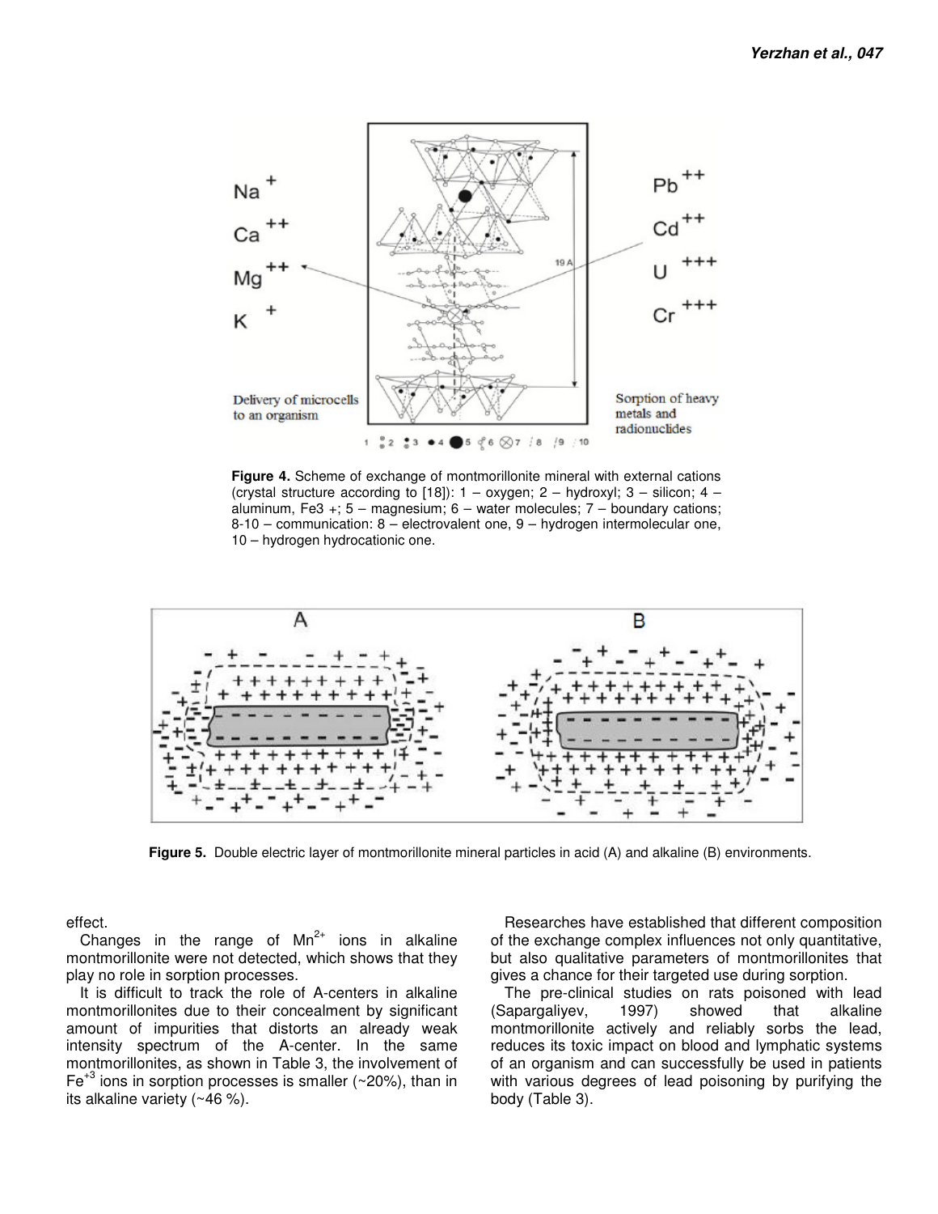**Figure 4.** Scheme of exchange of montmorillonite mineral with external cations (crystal structure according to [18]): 1 – oxygen; 2 – hydroxyl; 3 – silicon; 4 – aluminum, Fe3 +; 5 – magnesium; 6 – water molecules; 7 – boundary cations; 8-10 – communication: 8 – electrovalent one, 9 – hydrogen intermolecular one, 10 – hydrogen hydrocationic one.

**Figure 5.** Double electric layer of montmorillonite mineral particles in acid (A) and alkaline (B) environments.

effect.

Changes in the range of $Mn^{2+}$ ions in alkaline montmorillonite were not detected, which shows that they play no role in sorption processes.

It is difficult to track the role of A-centers in alkaline montmorillonites due to their concealment by significant amount of impurities that distorts an already weak intensity spectrum of the A-center. In the same montmorillonites, as shown in Table 3, the involvement of $Fe^{+3}$ ions in sorption processes is smaller (~20%), than in its alkaline variety (~46 %).

Researches have established that different composition of the exchange complex influences not only quantitative, but also qualitative parameters of montmorillonites that gives a chance for their targeted use during sorption.

The pre-clinical studies on rats poisoned with lead (Sapargaliyev, 1997) showed that alkaline montmorillonite actively and reliably sorbs the lead, reduces its toxic impact on blood and lymphatic systems of an organism and can successfully be used in patients with various degrees of lead poisoning by purifying the body (Table 3).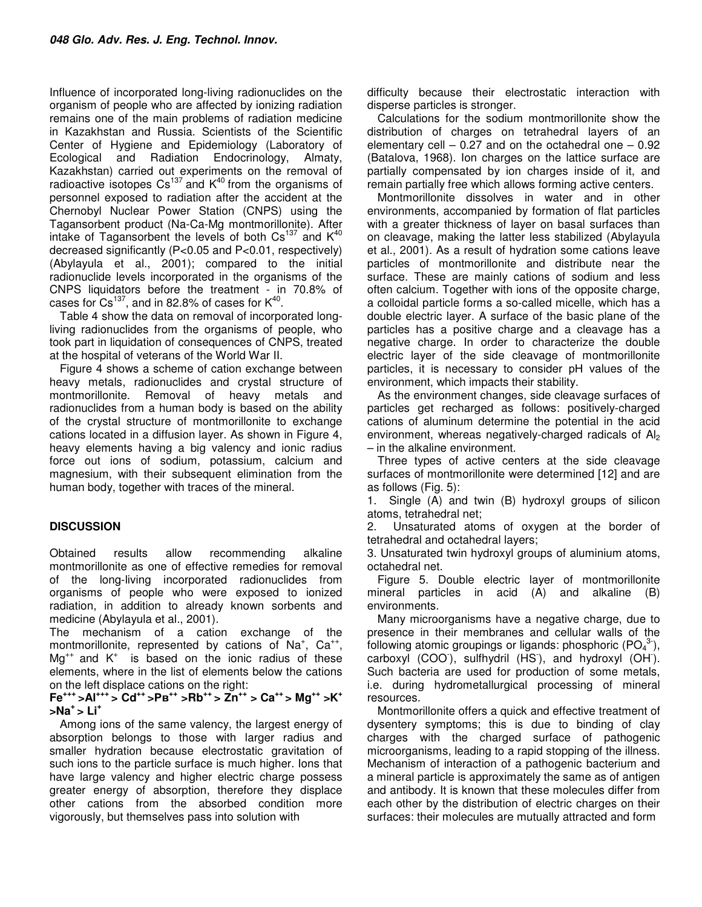Influence of incorporated long-living radionuclides on the organism of people who are affected by ionizing radiation remains one of the main problems of radiation medicine in Kazakhstan and Russia. Scientists of the Scientific Center of Hygiene and Epidemiology (Laboratory of Ecological and Radiation Endocrinology, Almaty, Kazakhstan) carried out experiments on the removal of radioactive isotopes $Cs^{137}$ and $K^{40}$ from the organisms of personnel exposed to radiation after the accident at the Chernobyl Nuclear Power Station (CNPS) using the Tagansorbent product (Na-Ca-Mg montmorillonite). After intake of Tagansorbent the levels of both $Cs^{137}$ and $K^{40}$ decreased significantly ($P<0.05$ and $P<0.01$, respectively) (Abylayula et al., 2001); compared to the initial radionuclide levels incorporated in the organisms of the CNPS liquidators before the treatment - in 70.8% of cases for $Cs^{137}$, and in 82.8% of cases for $K^{40}$.

Table 4 show the data on removal of incorporated long-living radionuclides from the organisms of people, who took part in liquidation of consequences of CNPS, treated at the hospital of veterans of the World War II.

Figure 4 shows a scheme of cation exchange between heavy metals, radionuclides and crystal structure of montmorillonite. Removal of heavy metals and radionuclides from a human body is based on the ability of the crystal structure of montmorillonite to exchange cations located in a diffusion layer. As shown in Figure 4, heavy elements having a big valency and ionic radius force out ions of sodium, potassium, calcium and magnesium, with their subsequent elimination from the human body, together with traces of the mineral.

## DISCUSSION

Obtained results allow recommending alkaline montmorillonite as one of effective remedies for removal of the long-living incorporated radionuclides from organisms of people who were exposed to ionized radiation, in addition to already known sorbents and medicine (Abylayula et al., 2001).

The mechanism of a cation exchange of the montmorillonite, represented by cations of $Na^{+}$, $Ca^{++}$, $Mg^{++}$ and $K^{+}$ is based on the ionic radius of these elements, where in the list of elements below the cations on the left displace cations on the right:

**$Fe^{+++} > Al^{+++} > Cd^{++} > Pb^{++} > Rb^{++} > Zn^{++} > Ca^{++} > Mg^{++} > K^{+} > Na^{+} > Li^{+}$**

Among ions of the same valency, the largest energy of absorption belongs to those with larger radius and smaller hydration because electrostatic gravitation of such ions to the particle surface is much higher. Ions that have large valency and higher electric charge possess greater energy of absorption, therefore they displace other cations from the absorbed condition more vigorously, but themselves pass into solution with difficulty because their electrostatic interaction with disperse particles is stronger.

Calculations for the sodium montmorillonite show the distribution of charges on tetrahedral layers of an elementary cell – 0.27 and on the octahedral one – 0.92 (Batalova, 1968). Ion charges on the lattice surface are partially compensated by ion charges inside of it, and remain partially free which allows forming active centers.

Montmorillonite dissolves in water and in other environments, accompanied by formation of flat particles with a greater thickness of layer on basal surfaces than on cleavage, making the latter less stabilized (Abylayula et al., 2001). As a result of hydration some cations leave particles of montmorillonite and distribute near the surface. These are mainly cations of sodium and less often calcium. Together with ions of the opposite charge, a colloidal particle forms a so-called micelle, which has a double electric layer. A surface of the basic plane of the particles has a positive charge and a cleavage has a negative charge. In order to characterize the double electric layer of the side cleavage of montmorillonite particles, it is necessary to consider pH values of the environment, which impacts their stability.

As the environment changes, side cleavage surfaces of particles get recharged as follows: positively-charged cations of aluminum determine the potential in the acid environment, whereas negatively-charged radicals of $Al_2$ – in the alkaline environment.

Three types of active centers at the side cleavage surfaces of montmorillonite were determined [12] and are as follows (Fig. 5):

1. Single (A) and twin (B) hydroxyl groups of silicon atoms, tetrahedral net;
2. Unsaturated atoms of oxygen at the border of tetrahedral and octahedral layers;
3. Unsaturated twin hydroxyl groups of aluminium atoms, octahedral net.

Figure 5. Double electric layer of montmorillonite mineral particles in acid (A) and alkaline (B) environments.

Many microorganisms have a negative charge, due to presence in their membranes and cellular walls of the following atomic groupings or ligands: phosphoric ($PO_4^{3-}$), carboxyl ($COO^{-}$), sulfhydril ($HS^{-}$), and hydroxyl ($OH^{-}$). Such bacteria are used for production of some metals, i.e. during hydrometallurgical processing of mineral resources.

Montmorillonite offers a quick and effective treatment of dysentery symptoms; this is due to binding of clay charges with the charged surface of pathogenic microorganisms, leading to a rapid stopping of the illness. Mechanism of interaction of a pathogenic bacterium and a mineral particle is approximately the same as of antigen and antibody. It is known that these molecules differ from each other by the distribution of electric charges on their surfaces: their molecules are mutually attracted and form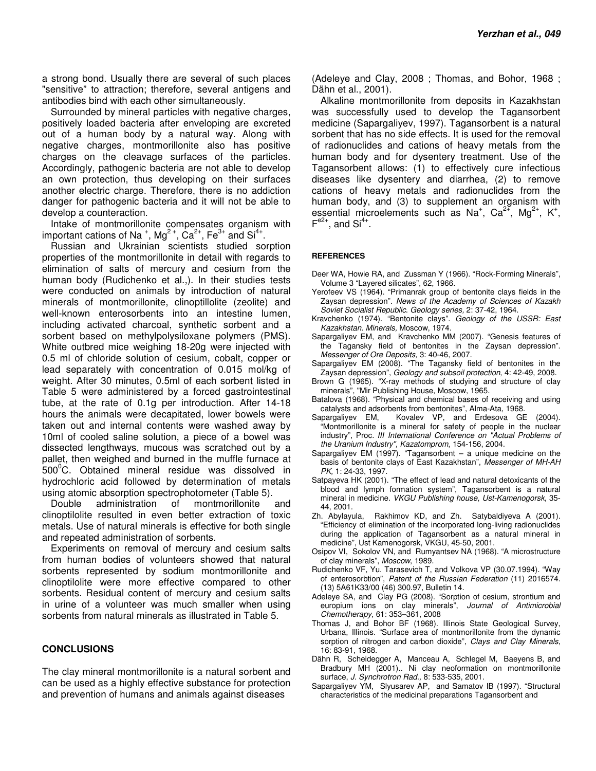a strong bond. Usually there are several of such places "sensitive" to attraction; therefore, several antigens and antibodies bind with each other simultaneously.

Surrounded by mineral particles with negative charges, positively loaded bacteria after enveloping are excreted out of a human body by a natural way. Along with negative charges, montmorillonite also has positive charges on the cleavage surfaces of the particles. Accordingly, pathogenic bacteria are not able to develop an own protection, thus developing on their surfaces another electric charge. Therefore, there is no addiction danger for pathogenic bacteria and it will not be able to develop a counteraction.

Intake of montmorillonite compensates organism with important cations of $Na^+$, $Mg^{2+}$, $Ca^{2+}$, $Fe^{3+}$ and $Si^{4+}$.

Russian and Ukrainian scientists studied sorption properties of the montmorillonite in detail with regards to elimination of salts of mercury and cesium from the human body (Rudichenko et al.,). In their studies tests were conducted on animals by introduction of natural minerals of montmorillonite, clinoptillolite (zeolite) and well-known enterosorbents into an intestine lumen, including activated charcoal, synthetic sorbent and a sorbent based on methylpolysiloxane polymers (PMS). White outbred mice weighing 18-20g were injected with 0.5 ml of chloride solution of cesium, cobalt, copper or lead separately with concentration of 0.015 mol/kg of weight. After 30 minutes, 0.5ml of each sorbent listed in Table 5 were administered by a forced gastrointestinal tube, at the rate of 0.1g per introduction. After 14-18 hours the animals were decapitated, lower bowels were taken out and internal contents were washed away by 10ml of cooled saline solution, a piece of a bowel was dissected lengthways, mucous was scratched out by a pallet, then weighed and burned in the muffle furnace at $500^0C$. Obtained mineral residue was dissolved in hydrochloric acid followed by determination of metals using atomic absorption spectrophotometer (Table 5).

Double administration of montmorillonite and clinoptilolite resulted in even better extraction of toxic metals. Use of natural minerals is effective for both single and repeated administration of sorbents.

Experiments on removal of mercury and cesium salts from human bodies of volunteers showed that natural sorbents represented by sodium montmorillonite and clinoptilolite were more effective compared to other sorbents. Residual content of mercury and cesium salts in urine of a volunteer was much smaller when using sorbents from natural minerals as illustrated in Table 5.

## CONCLUSIONS

The clay mineral montmorillonite is a natural sorbent and can be used as a highly effective substance for protection and prevention of humans and animals against diseases (Adeleye and Clay, 2008 ; Thomas, and Bohor, 1968 ; Dähn et al., 2001).

Alkaline montmorillonite from deposits in Kazakhstan was successfully used to develop the Tagansorbent medicine (Sapargaliyev, 1997). Tagansorbent is a natural sorbent that has no side effects. It is used for the removal of radionuclides and cations of heavy metals from the human body and for dysentery treatment. Use of the Tagansorbent allows: (1) to effectively cure infectious diseases like dysentery and diarrhea, (2) to remove cations of heavy metals and radionuclides from the human body, and (3) to supplement an organism with essential microelements such as $Na^+$, $Ca^{2+}$, $Mg^{2+}$, $K^+$, $F^{e2+}$, and $Si^{4+}$.

## REFERENCES

Deer WA, Howie RA, and Zussman Y (1966). "Rock-Forming Minerals", Volume 3 "Layered silicates", 62, 1966.

Yerofeev VS (1964). "Primanrak group of bentonite clays fields in the Zaysan depression". *News of the Academy of Sciences of Kazakh Soviet Socialist Republic. Geology series,* 2: 37-42, 1964.

Kravchenko (1974). "Bentonite clays". *Geology of the USSR: East Kazakhstan. Minerals,* Moscow, 1974.

Sapargaliyev EM, and Kravchenko MM (2007). "Genesis features of the Tagansky field of bentonites in the Zaysan depression". *Messenger of Ore Deposits,* 3: 40-46, 2007.

Sapargaliyev EM (2008). "The Tagansky field of bentonites in the Zaysan depression", *Geology and subsoil protection*, 4: 42-49, 2008.

Brown G (1965). "X-ray methods of studying and structure of clay minerals", Mir Publishing House, Moscow, 1965.

Batalova (1968). "Physical and chemical bases of receiving and using catalysts and adsorbents from bentonites", Alma-Ata, 1968.

Sapargaliyev EM, Kovalev VP, and Erdesova GE (2004). "Montmorillonite is a mineral for safety of people in the nuclear industry", Proc. *III International Conference on "Actual Problems of the Uranium Industry", Kazatomprom*, 154-156, 2004.

Sapargaliyev EM (1997). "Tagansorbent – a unique medicine on the basis of bentonite clays of East Kazakhstan", *Messenger of MH-AH PK,* 1: 24-33, 1997.

Satpayeva HK (2001). "The effect of lead and natural detoxicants of the blood and lymph formation system", Tagansorbent is a natural mineral in medicine. *VKGU Publishing house, Ust-Kamenogorsk*, 35-44, 2001.

Zh. Abylayula, Rakhimov KD, and Zh. Satybaldiyeva A (2001). "Efficiency of elimination of the incorporated long-living radionuclides during the application of Tagansorbent as a natural mineral in medicine", Ust Kamenogorsk, VKGU, 45-50, 2001.

Osipov VI, Sokolov VN, and Rumyantsev NA (1968). "A microstructure of clay minerals", *Moscow*, 1989.

Rudichenko VF, Yu. Tarasevich T, and Volkova VP (30.07.1994). "Way of enterosorbtion", *Patent of the Russian Federation* (11) 2016574. (13) 5A61K33/00 (46) 300.97, Bulletin 14.

Adeleye SA, and Clay PG (2008). "Sorption of cesium, strontium and europium ions on clay minerals", *Journal of Antimicrobial Chemotherapy,* 61: 353–361, 2008

Thomas J, and Bohor BF (1968). Illinois State Geological Survey, Urbana, Illinois. "Surface area of montmorillonite from the dynamic sorption of nitrogen and carbon dioxide", *Clays and Clay Minerals*, 16: 83-91, 1968.

Dähn R, Scheidegger A, Manceau A, Schlegel M, Baeyens B, and Bradbury MH (2001).. Ni clay neoformation on montmorillonite surface, *J. Synchrotron Rad.,* 8: 533-535, 2001.

Sapargaliyev YM, Slyusarev AP, and Samatov IB (1997). "Structural characteristics of the medicinal preparations Tagansorbent and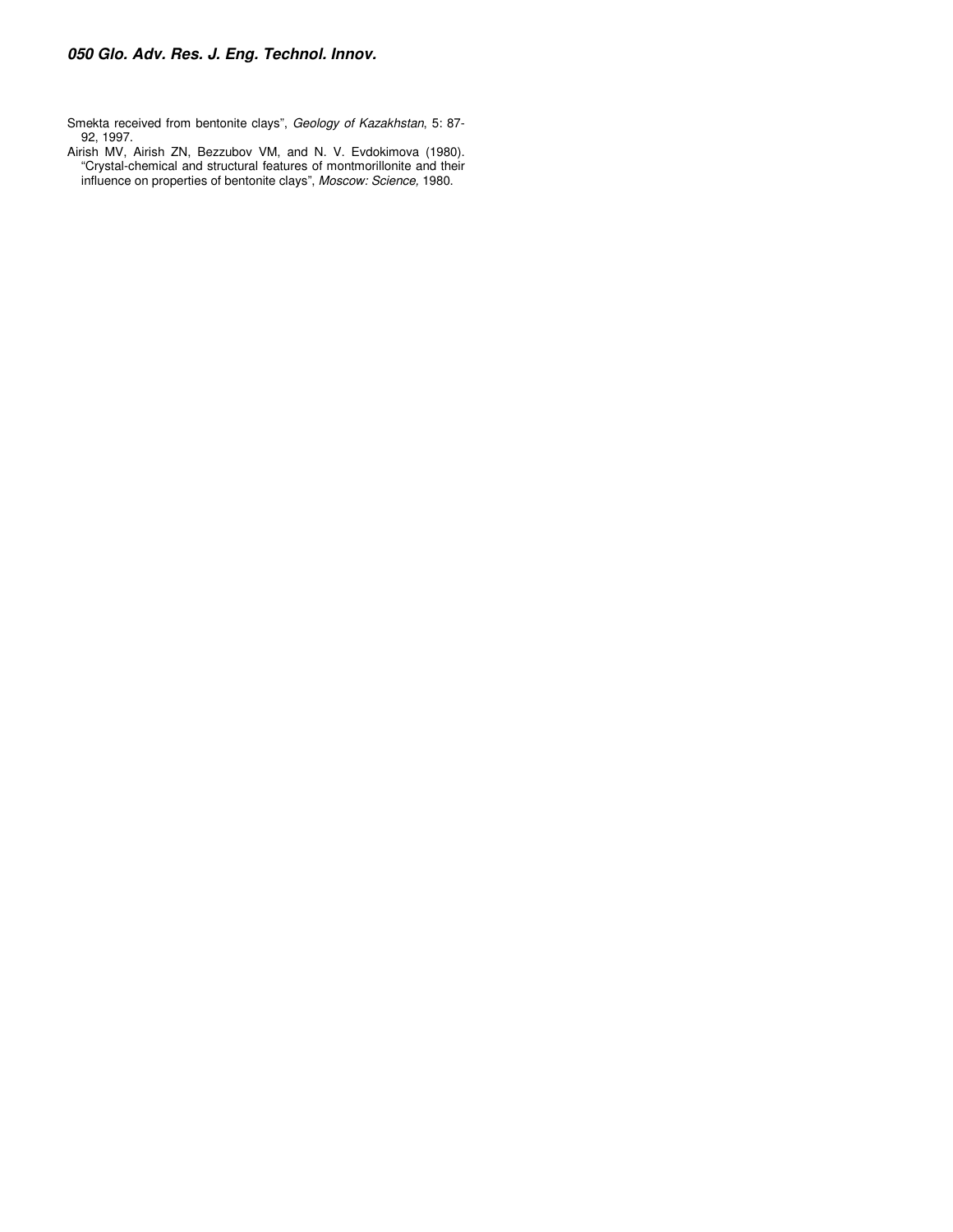Smekta received from bentonite clays", *Geology of Kazakhstan*, 5: 87-92, 1997.

Airish MV, Airish ZN, Bezzubov VM, and N. V. Evdokimova (1980). "Crystal-chemical and structural features of montmorillonite and their influence on properties of bentonite clays", *Moscow: Science,* 1980.